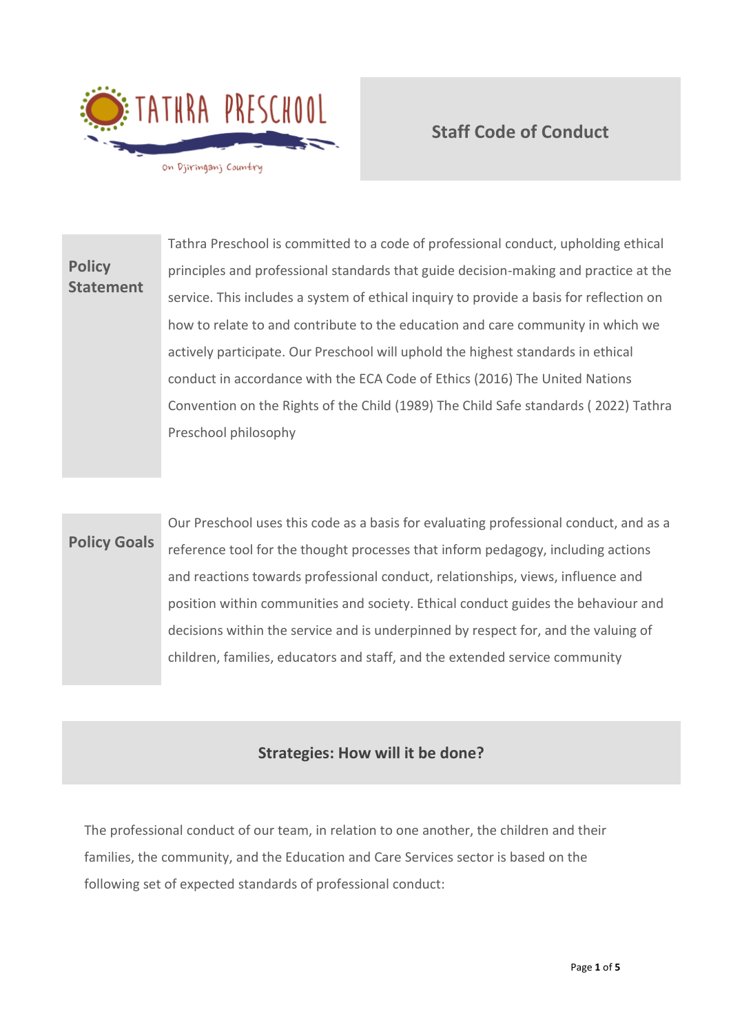TATHRA PRESCHOOL

On Djiringanj Country

# Staff Code of Conduct

| | |
|---|---|
| **Policy Statement** | Tathra Preschool is committed to a code of professional conduct, upholding ethical principles and professional standards that guide decision-making and practice at the service. This includes a system of ethical inquiry to provide a basis for reflection on how to relate to and contribute to the education and care community in which we actively participate. Our Preschool will uphold the highest standards in ethical conduct in accordance with the ECA Code of Ethics (2016) The United Nations Convention on the Rights of the Child (1989) The Child Safe standards ( 2022) Tathra Preschool philosophy |
| **Policy Goals** | Our Preschool uses this code as a basis for evaluating professional conduct, and as a reference tool for the thought processes that inform pedagogy, including actions and reactions towards professional conduct, relationships, views, influence and position within communities and society. Ethical conduct guides the behaviour and decisions within the service and is underpinned by respect for, and the valuing of children, families, educators and staff, and the extended service community |

## Strategies: How will it be done?

The professional conduct of our team, in relation to one another, the children and their families, the community, and the Education and Care Services sector is based on the following set of expected standards of professional conduct: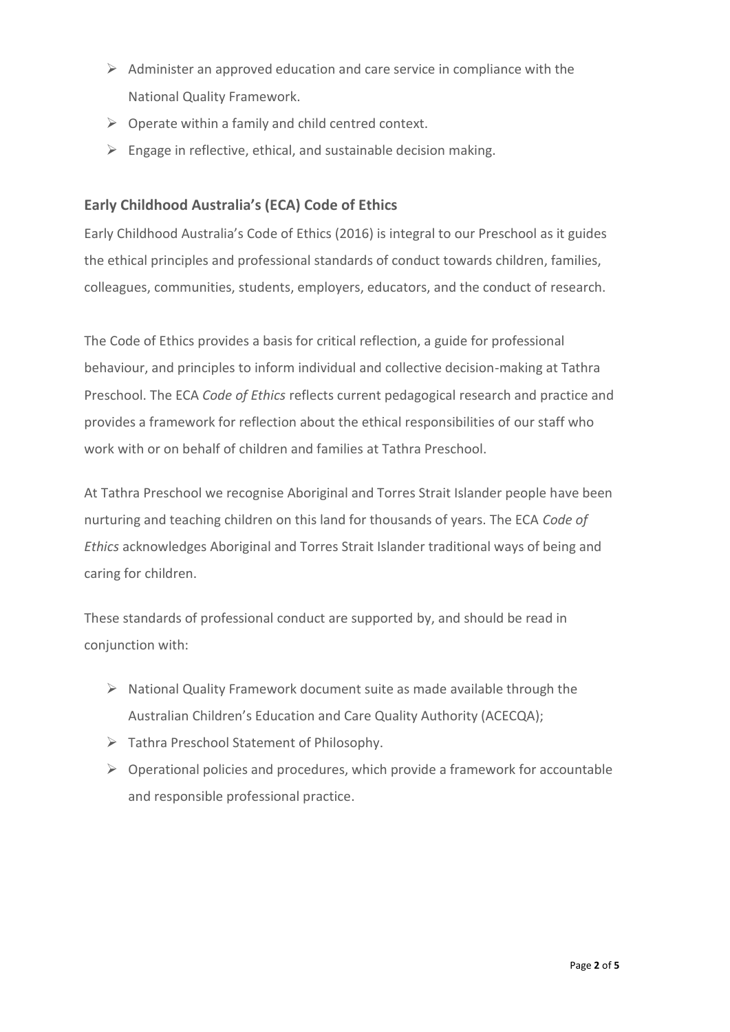- Administer an approved education and care service in compliance with the National Quality Framework.
- Operate within a family and child centred context.
- Engage in reflective, ethical, and sustainable decision making.

### Early Childhood Australia's (ECA) Code of Ethics

Early Childhood Australia's Code of Ethics (2016) is integral to our Preschool as it guides the ethical principles and professional standards of conduct towards children, families, colleagues, communities, students, employers, educators, and the conduct of research.

The Code of Ethics provides a basis for critical reflection, a guide for professional behaviour, and principles to inform individual and collective decision-making at Tathra Preschool. The ECA *Code of Ethics* reflects current pedagogical research and practice and provides a framework for reflection about the ethical responsibilities of our staff who work with or on behalf of children and families at Tathra Preschool.

At Tathra Preschool we recognise Aboriginal and Torres Strait Islander people have been nurturing and teaching children on this land for thousands of years. The ECA *Code of Ethics* acknowledges Aboriginal and Torres Strait Islander traditional ways of being and caring for children.

These standards of professional conduct are supported by, and should be read in conjunction with:

- National Quality Framework document suite as made available through the Australian Children's Education and Care Quality Authority (ACECQA);
- Tathra Preschool Statement of Philosophy.
- Operational policies and procedures, which provide a framework for accountable and responsible professional practice.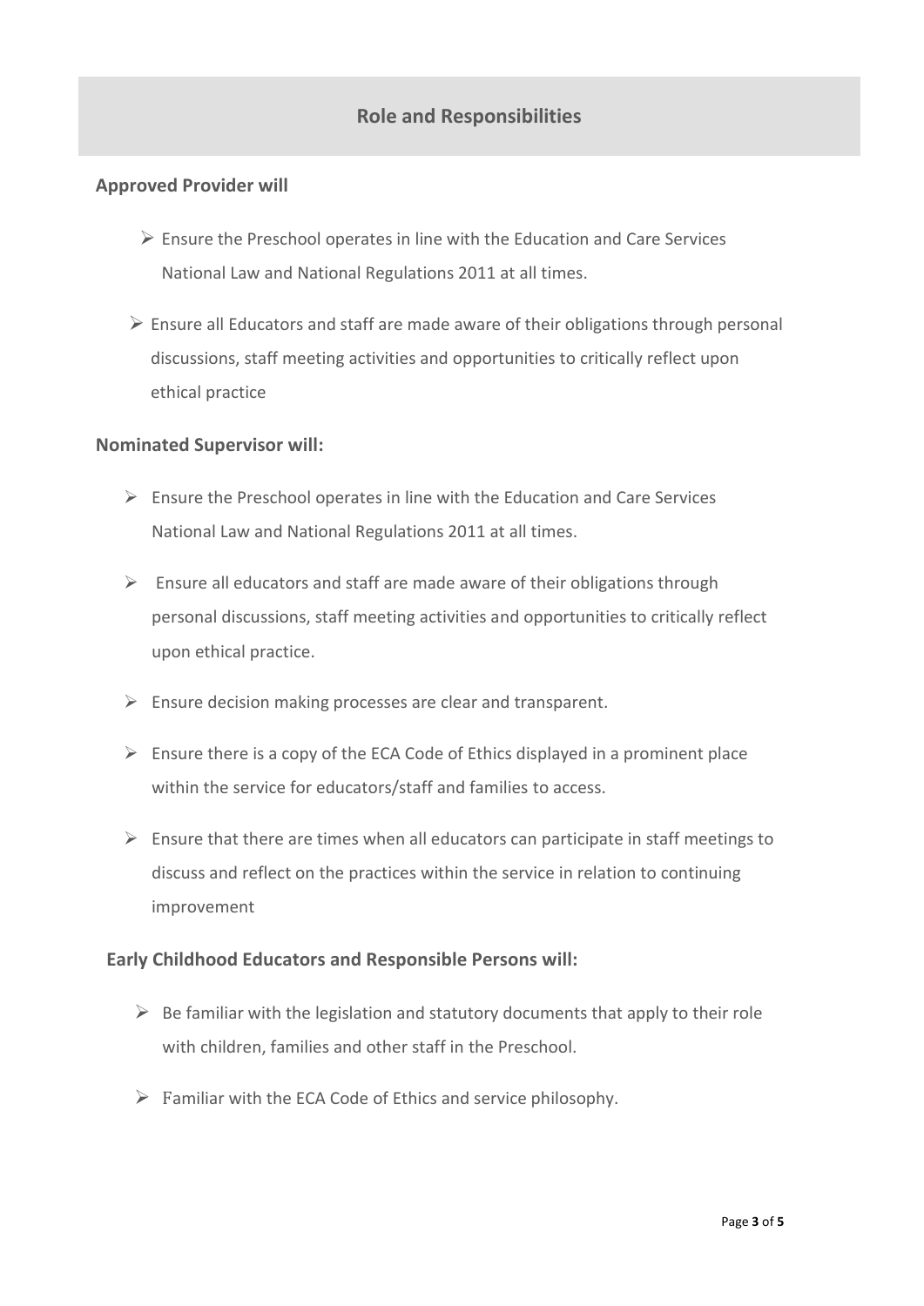## Role and Responsibilities

**Approved Provider will**

- Ensure the Preschool operates in line with the Education and Care Services National Law and National Regulations 2011 at all times.
- Ensure all Educators and staff are made aware of their obligations through personal discussions, staff meeting activities and opportunities to critically reflect upon ethical practice

**Nominated Supervisor will:**

- Ensure the Preschool operates in line with the Education and Care Services National Law and National Regulations 2011 at all times.
- Ensure all educators and staff are made aware of their obligations through personal discussions, staff meeting activities and opportunities to critically reflect upon ethical practice.
- Ensure decision making processes are clear and transparent.
- Ensure there is a copy of the ECA Code of Ethics displayed in a prominent place within the service for educators/staff and families to access.
- Ensure that there are times when all educators can participate in staff meetings to discuss and reflect on the practices within the service in relation to continuing improvement

**Early Childhood Educators and Responsible Persons will:**

- Be familiar with the legislation and statutory documents that apply to their role with children, families and other staff in the Preschool.
- Familiar with the ECA Code of Ethics and service philosophy.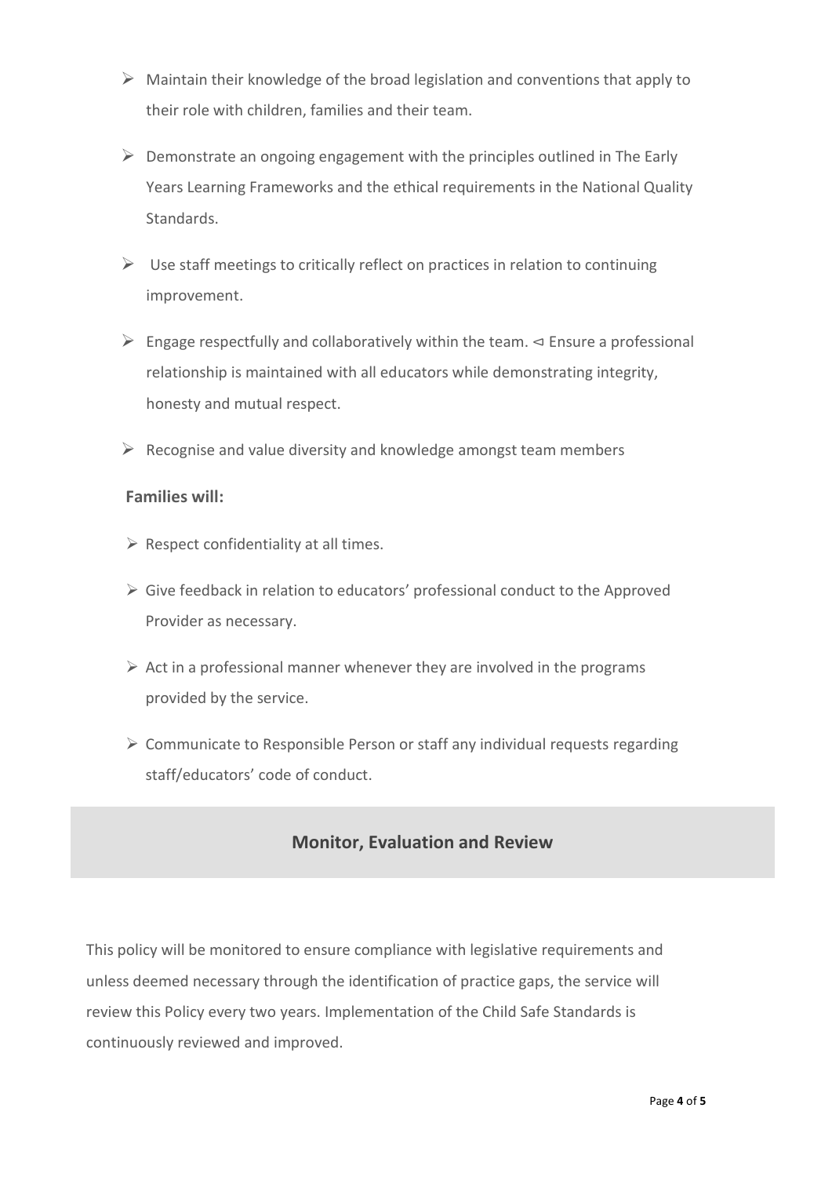- Maintain their knowledge of the broad legislation and conventions that apply to their role with children, families and their team.
- Demonstrate an ongoing engagement with the principles outlined in The Early Years Learning Frameworks and the ethical requirements in the National Quality Standards.
- Use staff meetings to critically reflect on practices in relation to continuing improvement.
- Engage respectfully and collaboratively within the team. ⊲ Ensure a professional relationship is maintained with all educators while demonstrating integrity, honesty and mutual respect.
- Recognise and value diversity and knowledge amongst team members

**Families will:**

- Respect confidentiality at all times.
- Give feedback in relation to educators' professional conduct to the Approved Provider as necessary.
- Act in a professional manner whenever they are involved in the programs provided by the service.
- Communicate to Responsible Person or staff any individual requests regarding staff/educators' code of conduct.

## Monitor, Evaluation and Review

This policy will be monitored to ensure compliance with legislative requirements and unless deemed necessary through the identification of practice gaps, the service will review this Policy every two years. Implementation of the Child Safe Standards is continuously reviewed and improved.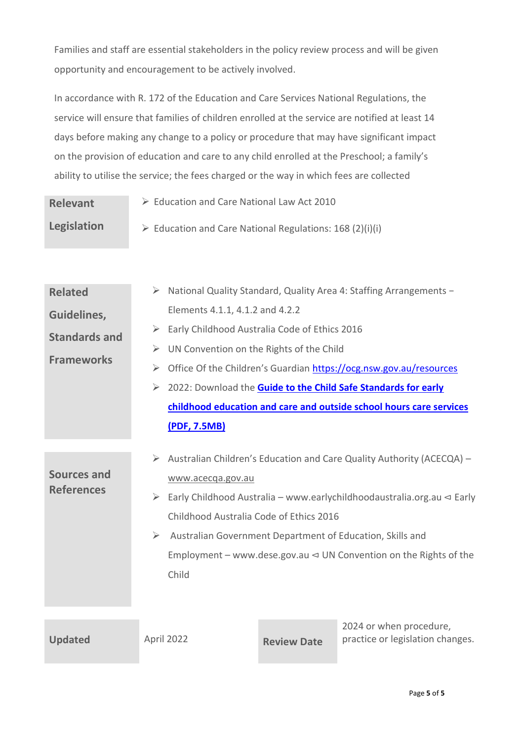Families and staff are essential stakeholders in the policy review process and will be given opportunity and encouragement to be actively involved.

In accordance with R. 172 of the Education and Care Services National Regulations, the service will ensure that families of children enrolled at the service are notified at least 14 days before making any change to a policy or procedure that may have significant impact on the provision of education and care to any child enrolled at the Preschool; a family's ability to utilise the service; the fees charged or the way in which fees are collected

| | |
|---|---|
| **Relevant Legislation** | ➢ Education and Care National Law Act 2010<br>➢ Education and Care National Regulations: 168 (2)(i)(i) |

| | |
|---|---|
| **Related Guidelines, Standards and Frameworks** | ➢ National Quality Standard, Quality Area 4: Staffing Arrangements – Elements 4.1.1, 4.1.2 and 4.2.2<br>➢ Early Childhood Australia Code of Ethics 2016<br>➢ UN Convention on the Rights of the Child<br>➢ Office Of the Children's Guardian https://ocg.nsw.gov.au/resources<br>➢ 2022: Download the **Guide to the Child Safe Standards for early childhood education and care and outside school hours care services (PDF, 7.5MB)** |
| **Sources and References** | ➢ Australian Children's Education and Care Quality Authority (ACECQA) – www.acecqa.gov.au<br>➢ Early Childhood Australia – www.earlychildhoodaustralia.org.au ⊲ Early Childhood Australia Code of Ethics 2016<br>➢ Australian Government Department of Education, Skills and Employment – www.dese.gov.au ⊲ UN Convention on the Rights of the Child |

| | | | |
|---|---|---|---|
| **Updated** | April 2022 | **Review Date** | 2024 or when procedure, practice or legislation changes. |